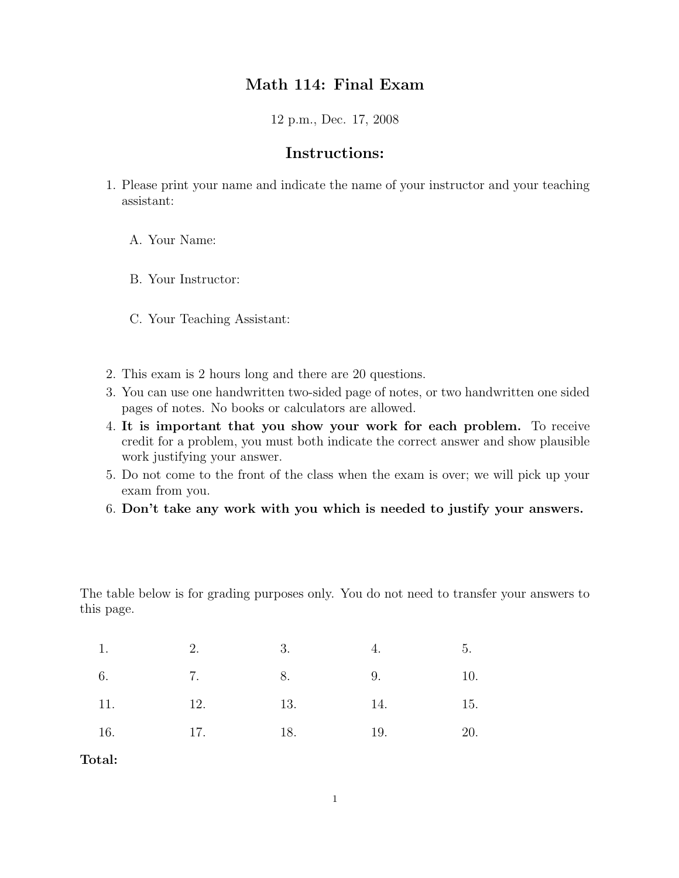# Math 114: Final Exam

12 p.m., Dec. 17, 2008

## Instructions:

1. Please print your name and indicate the name of your instructor and your teaching assistant:

   A. Your Name:

   B. Your Instructor:

   C. Your Teaching Assistant:

2. This exam is 2 hours long and there are 20 questions.
3. You can use one handwritten two-sided page of notes, or two handwritten one sided pages of notes. No books or calculators are allowed.
4. **It is important that you show your work for each problem.** To receive credit for a problem, you must both indicate the correct answer and show plausible work justifying your answer.
5. Do not come to the front of the class when the exam is over; we will pick up your exam from you.
6. **Don't take any work with you which is needed to justify your answers.**

The table below is for grading purposes only. You do not need to transfer your answers to this page.

| | | | | |
|---|---|---|---|---|
| 1. | 2. | 3. | 4. | 5. |
| 6. | 7. | 8. | 9. | 10. |
| 11. | 12. | 13. | 14. | 15. |
| 16. | 17. | 18. | 19. | 20. |

**Total:**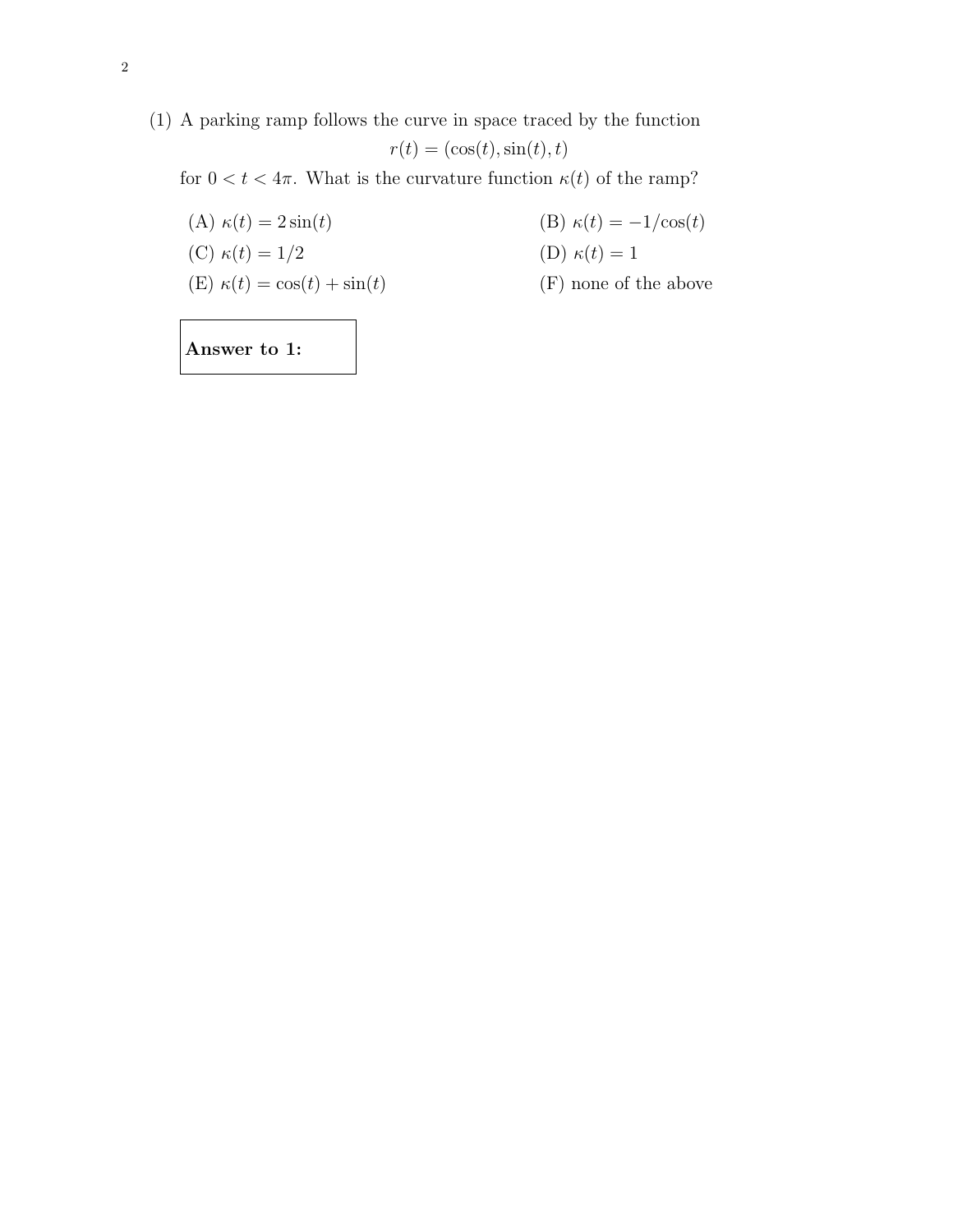(1) A parking ramp follows the curve in space traced by the function

$$r(t) = (\cos(t), \sin(t), t)$$

for $0 < t < 4\pi$. What is the curvature function $\kappa(t)$ of the ramp?

(A) $\kappa(t) = 2\sin(t)$

(B) $\kappa(t) = -1/\cos(t)$

(C) $\kappa(t) = 1/2$

(D) $\kappa(t) = 1$

(E) $\kappa(t) = \cos(t) + \sin(t)$

(F) none of the above

**Answer to 1:**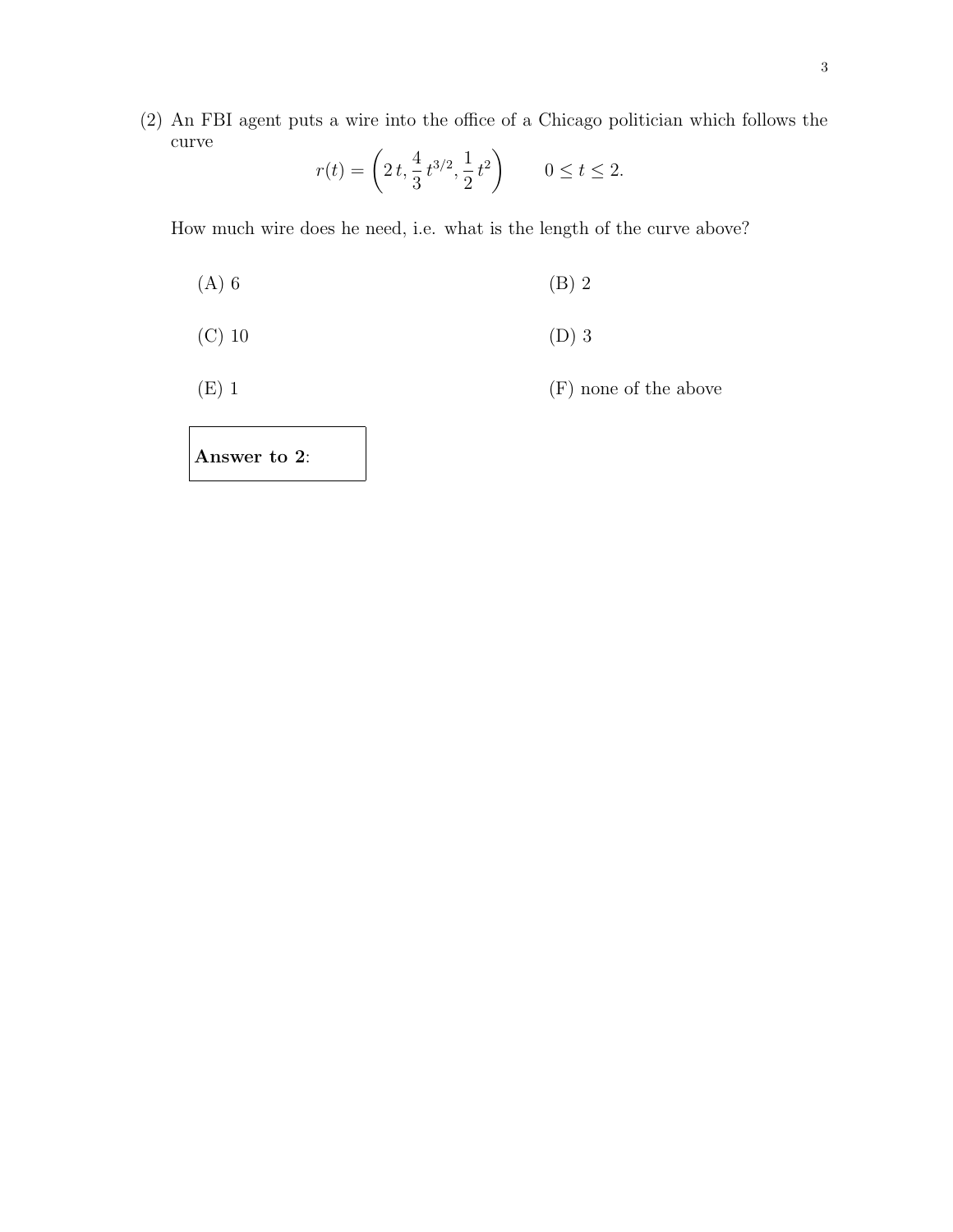(2) An FBI agent puts a wire into the office of a Chicago politician which follows the curve

$$r(t) = \left(2\,t, \frac{4}{3}\,t^{3/2}, \frac{1}{2}\,t^2\right) \qquad 0 \le t \le 2.$$

How much wire does he need, i.e. what is the length of the curve above?

(A) 6

(B) 2

(C) 10

(D) 3

(E) 1

(F) none of the above

**Answer to 2**: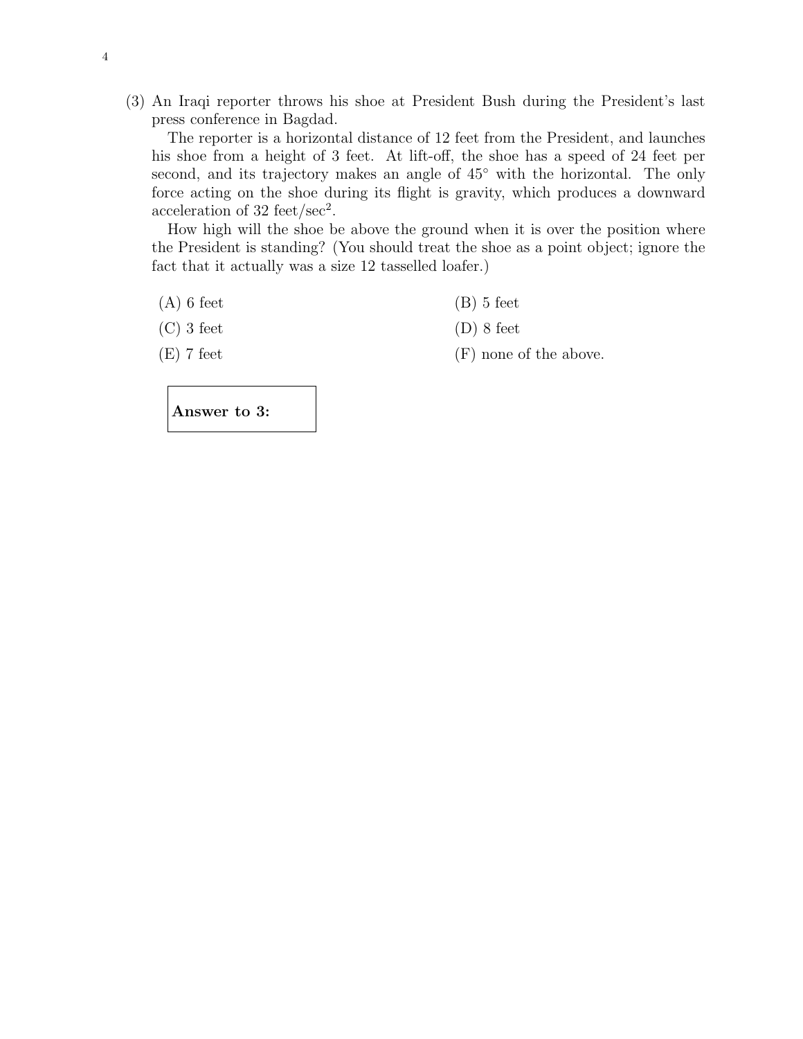(3) An Iraqi reporter throws his shoe at President Bush during the President's last press conference in Bagdad.

The reporter is a horizontal distance of 12 feet from the President, and launches his shoe from a height of 3 feet. At lift-off, the shoe has a speed of 24 feet per second, and its trajectory makes an angle of $45^\circ$ with the horizontal. The only force acting on the shoe during its flight is gravity, which produces a downward acceleration of 32 feet/sec$^2$.

How high will the shoe be above the ground when it is over the position where the President is standing? (You should treat the shoe as a point object; ignore the fact that it actually was a size 12 tasselled loafer.)

(A) 6 feet

(B) 5 feet

(C) 3 feet

(D) 8 feet

(E) 7 feet

(F) none of the above.

**Answer to 3:**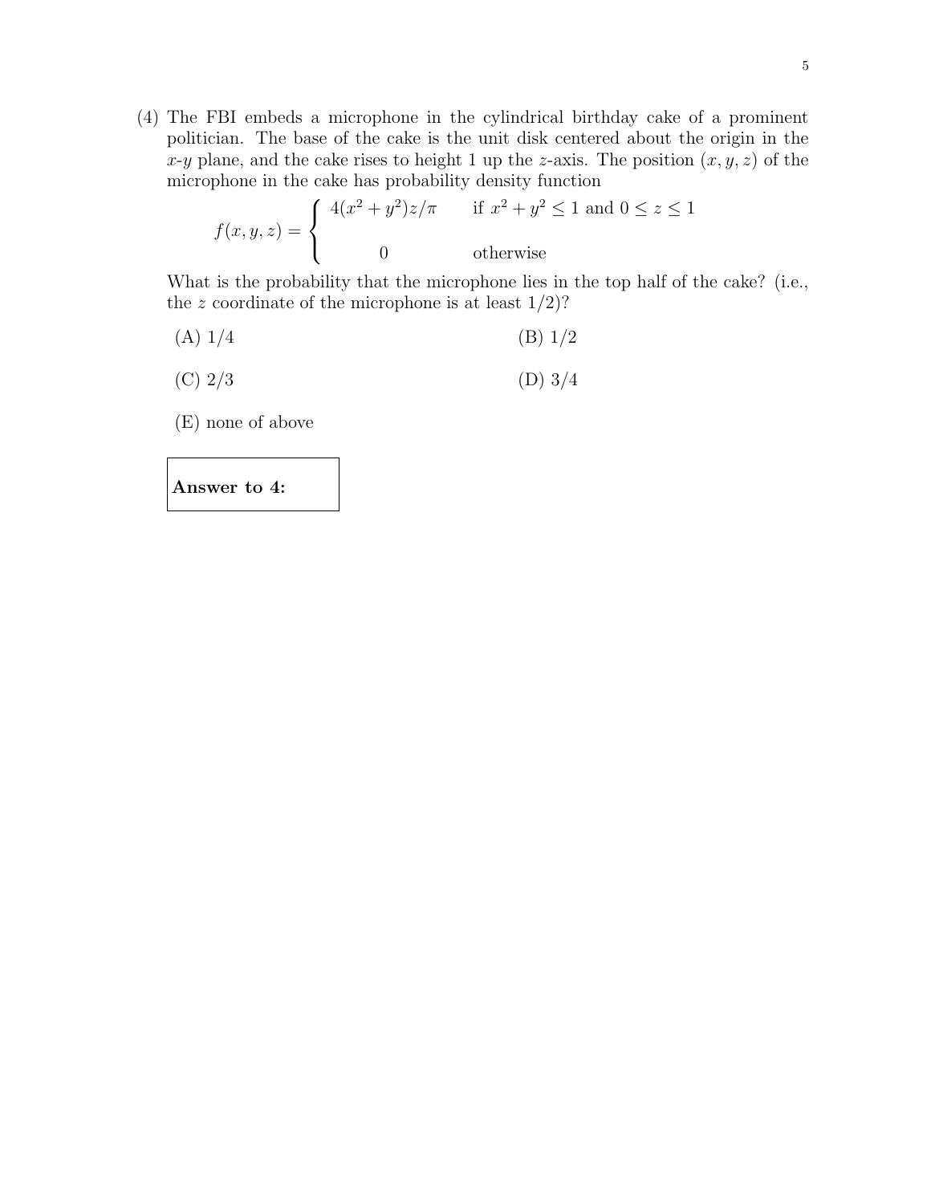(4) The FBI embeds a microphone in the cylindrical birthday cake of a prominent politician. The base of the cake is the unit disk centered about the origin in the $x$-$y$ plane, and the cake rises to height 1 up the $z$-axis. The position $(x, y, z)$ of the microphone in the cake has probability density function

$$f(x, y, z) = \begin{cases} 4(x^2 + y^2)z/\pi & \text{if } x^2 + y^2 \leq 1 \text{ and } 0 \leq z \leq 1 \\ \\ 0 & \text{otherwise} \end{cases}$$

What is the probability that the microphone lies in the top half of the cake? (i.e., the $z$ coordinate of the microphone is at least $1/2$)?

(A) 1/4

(B) 1/2

(C) 2/3

(D) 3/4

(E) none of above

**Answer to 4:**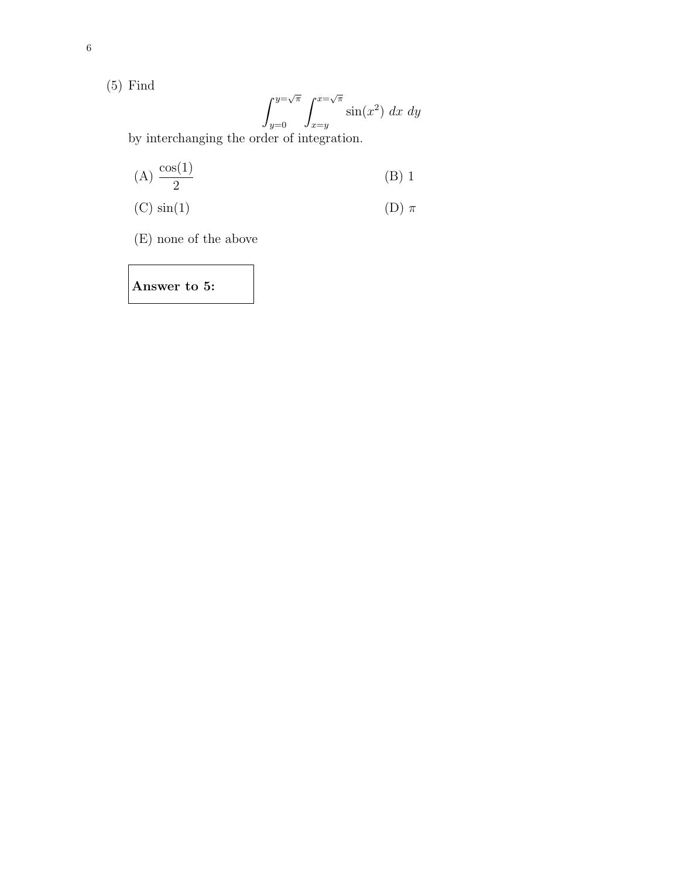(5) Find

$$\int_{y=0}^{y=\sqrt{\pi}} \int_{x=y}^{x=\sqrt{\pi}} \sin(x^2)\ dx\ dy$$

by interchanging the order of integration.

(A) $\dfrac{\cos(1)}{2}$

(B) 1

(C) $\sin(1)$

(D) $\pi$

(E) none of the above

**Answer to 5:**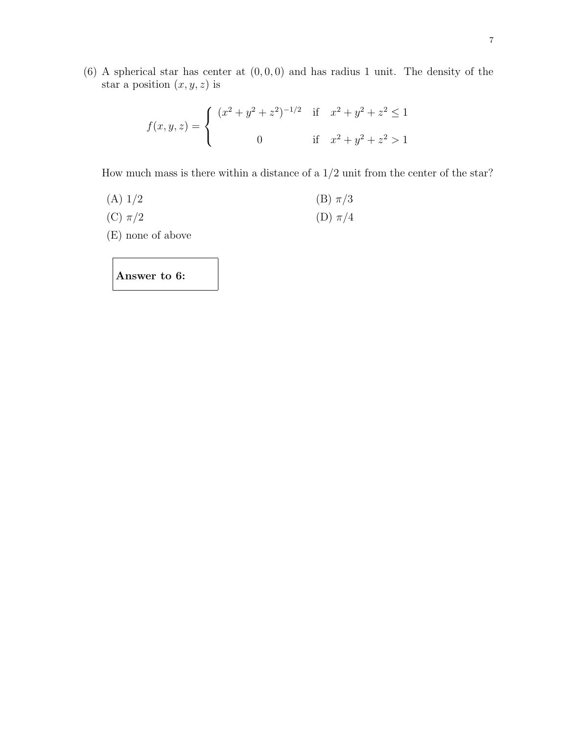(6) A spherical star has center at $(0, 0, 0)$ and has radius 1 unit. The density of the star a position $(x, y, z)$ is

$$f(x,y,z) = \begin{cases} (x^2+y^2+z^2)^{-1/2} & \text{if} \quad x^2+y^2+z^2 \leq 1 \\ \\ 0 & \text{if} \quad x^2+y^2+z^2 > 1 \end{cases}$$

How much mass is there within a distance of a 1/2 unit from the center of the star?

(A) 1/2

(B) $\pi/3$

(C) $\pi/2$

(D) $\pi/4$

(E) none of above

| **Answer to 6:** |
|---|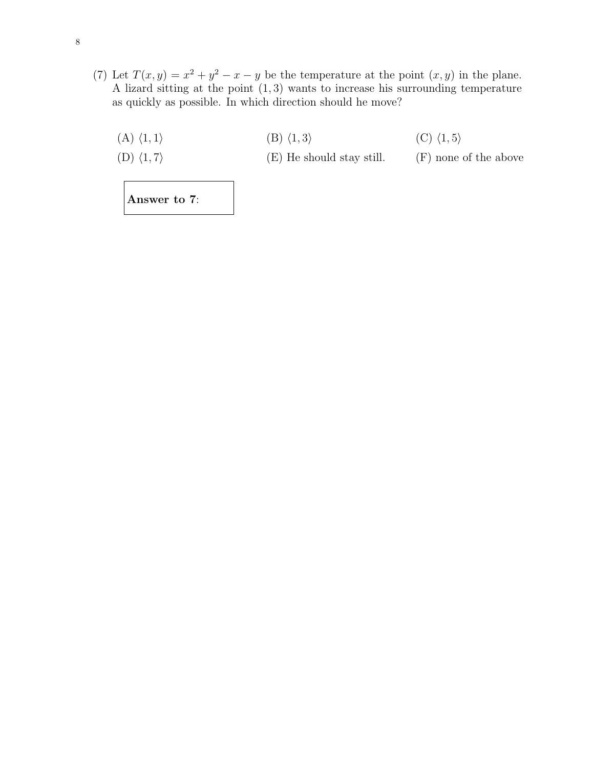(7) Let $T(x, y) = x^2 + y^2 - x - y$ be the temperature at the point $(x, y)$ in the plane. A lizard sitting at the point $(1, 3)$ wants to increase his surrounding temperature as quickly as possible. In which direction should he move?

(A) $\langle 1, 1 \rangle$

(B) $\langle 1, 3 \rangle$

(C) $\langle 1, 5 \rangle$

(D) $\langle 1, 7 \rangle$

(E) He should stay still.

(F) none of the above

**Answer to 7**: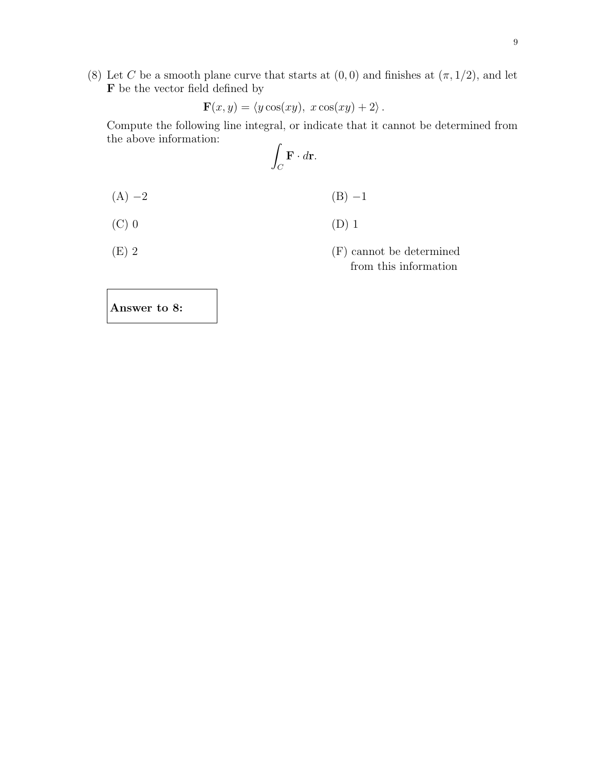(8) Let $C$ be a smooth plane curve that starts at $(0, 0)$ and finishes at $(\pi, 1/2)$, and let $\mathbf{F}$ be the vector field defined by

$$\mathbf{F}(x, y) = \langle y\cos(xy),\ x\cos(xy) + 2\rangle\,.$$

Compute the following line integral, or indicate that it cannot be determined from the above information:

$$\int_C \mathbf{F} \cdot d\mathbf{r}.$$

(A) $-2$

(B) $-1$

(C) $0$

(D) $1$

(E) $2$

(F) cannot be determined from this information

| **Answer to 8:** |
|---|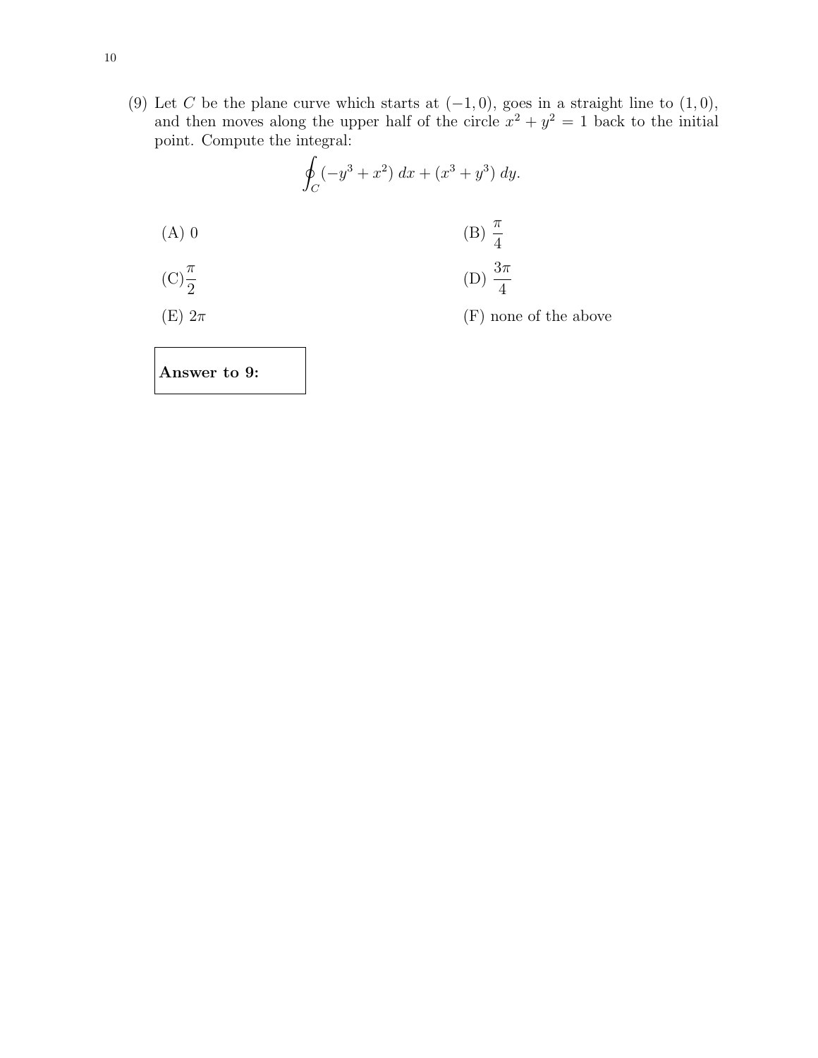(9) Let $C$ be the plane curve which starts at $(-1, 0)$, goes in a straight line to $(1, 0)$, and then moves along the upper half of the circle $x^2 + y^2 = 1$ back to the initial point. Compute the integral:

$$\oint_C (-y^3 + x^2)\, dx + (x^3 + y^3)\, dy.$$

(A) 0

(B) $\dfrac{\pi}{4}$

(C) $\dfrac{\pi}{2}$

(D) $\dfrac{3\pi}{4}$

(E) $2\pi$

(F) none of the above

**Answer to 9:**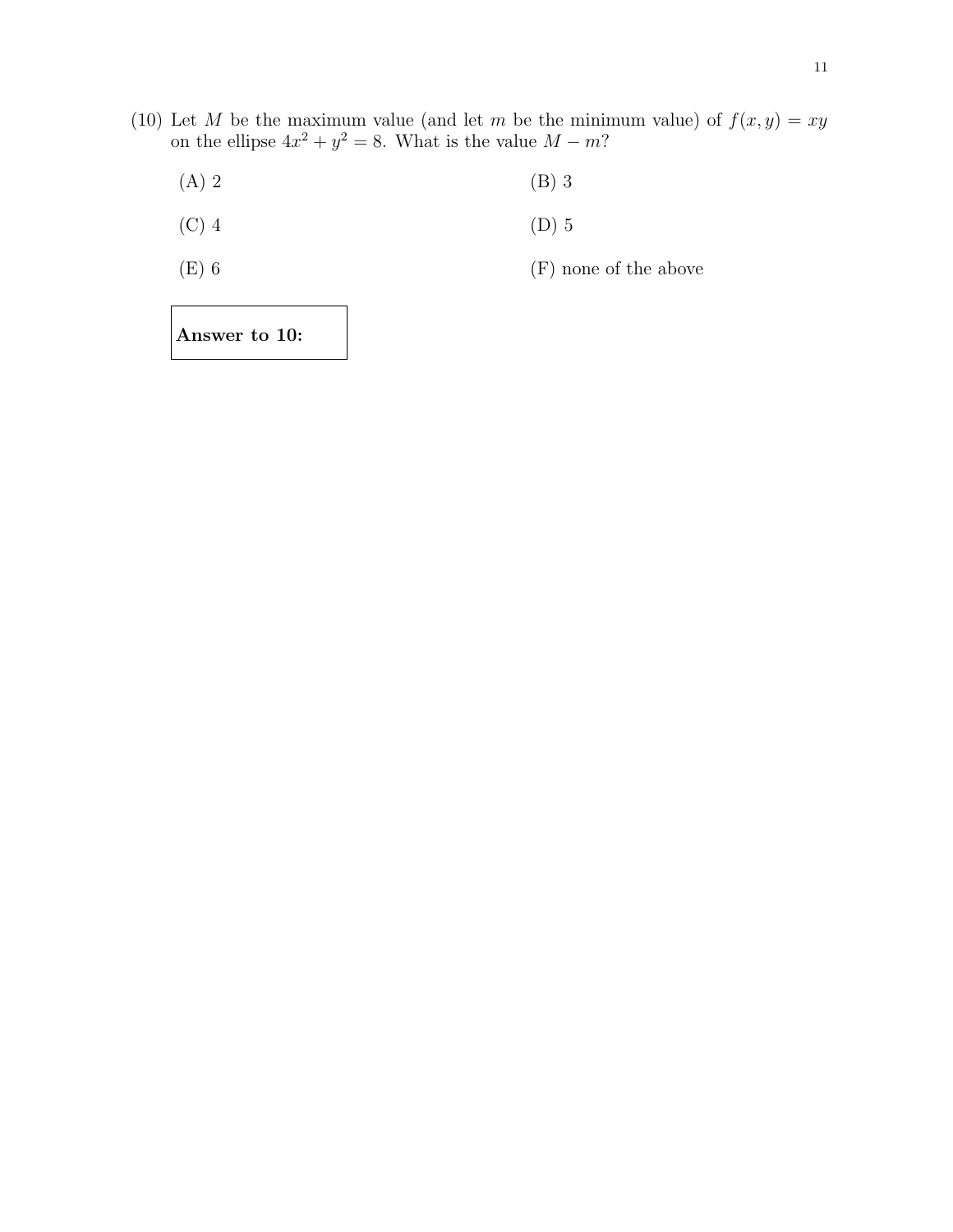(10) Let $M$ be the maximum value (and let $m$ be the minimum value) of $f(x, y) = xy$ on the ellipse $4x^2 + y^2 = 8$. What is the value $M - m$?

(A) 2

(B) 3

(C) 4

(D) 5

(E) 6

(F) none of the above

| **Answer to 10:** |
|---|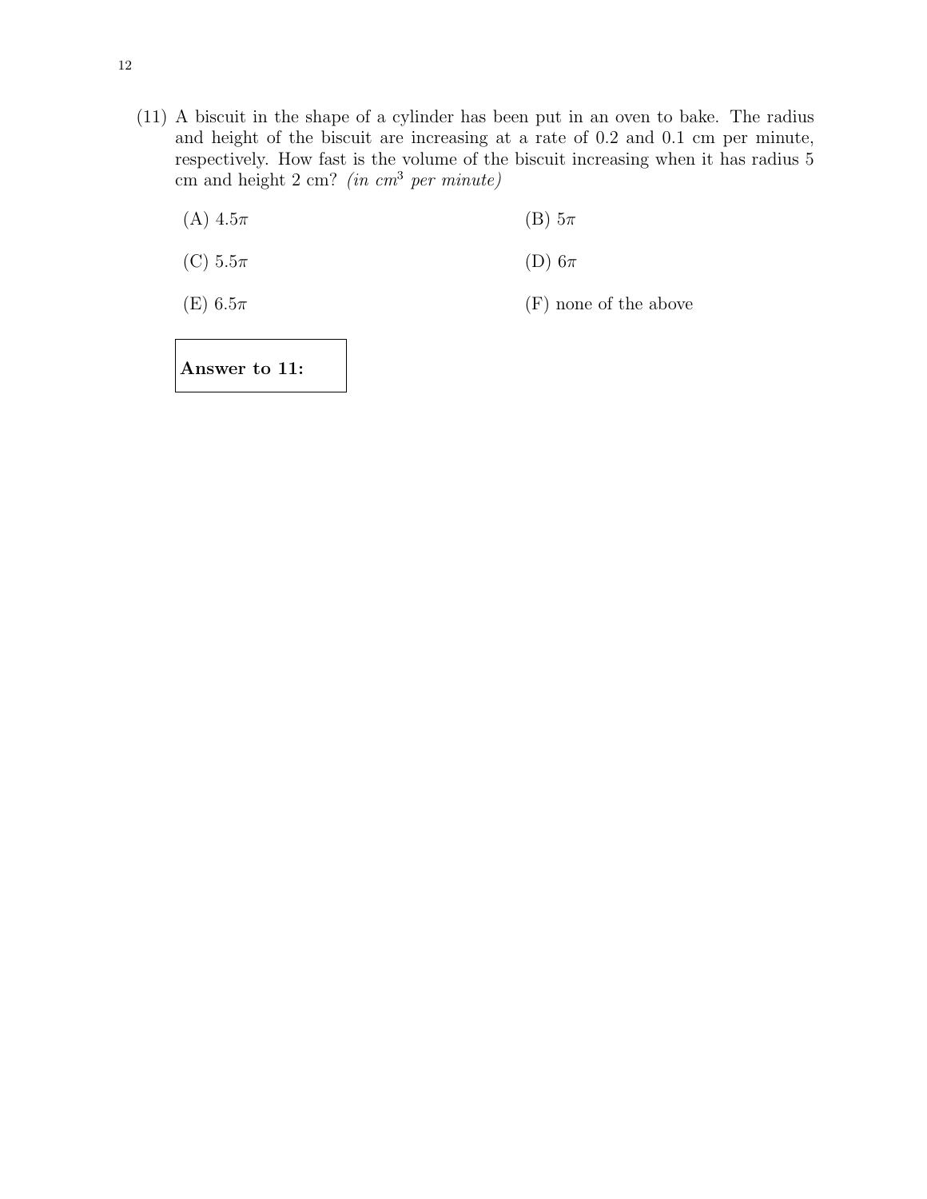(11) A biscuit in the shape of a cylinder has been put in an oven to bake. The radius and height of the biscuit are increasing at a rate of 0.2 and 0.1 cm per minute, respectively. How fast is the volume of the biscuit increasing when it has radius 5 cm and height 2 cm? *(in cm$^3$ per minute)*

(A) $4.5\pi$

(B) $5\pi$

(C) $5.5\pi$

(D) $6\pi$

(E) $6.5\pi$

(F) none of the above

**Answer to 11:**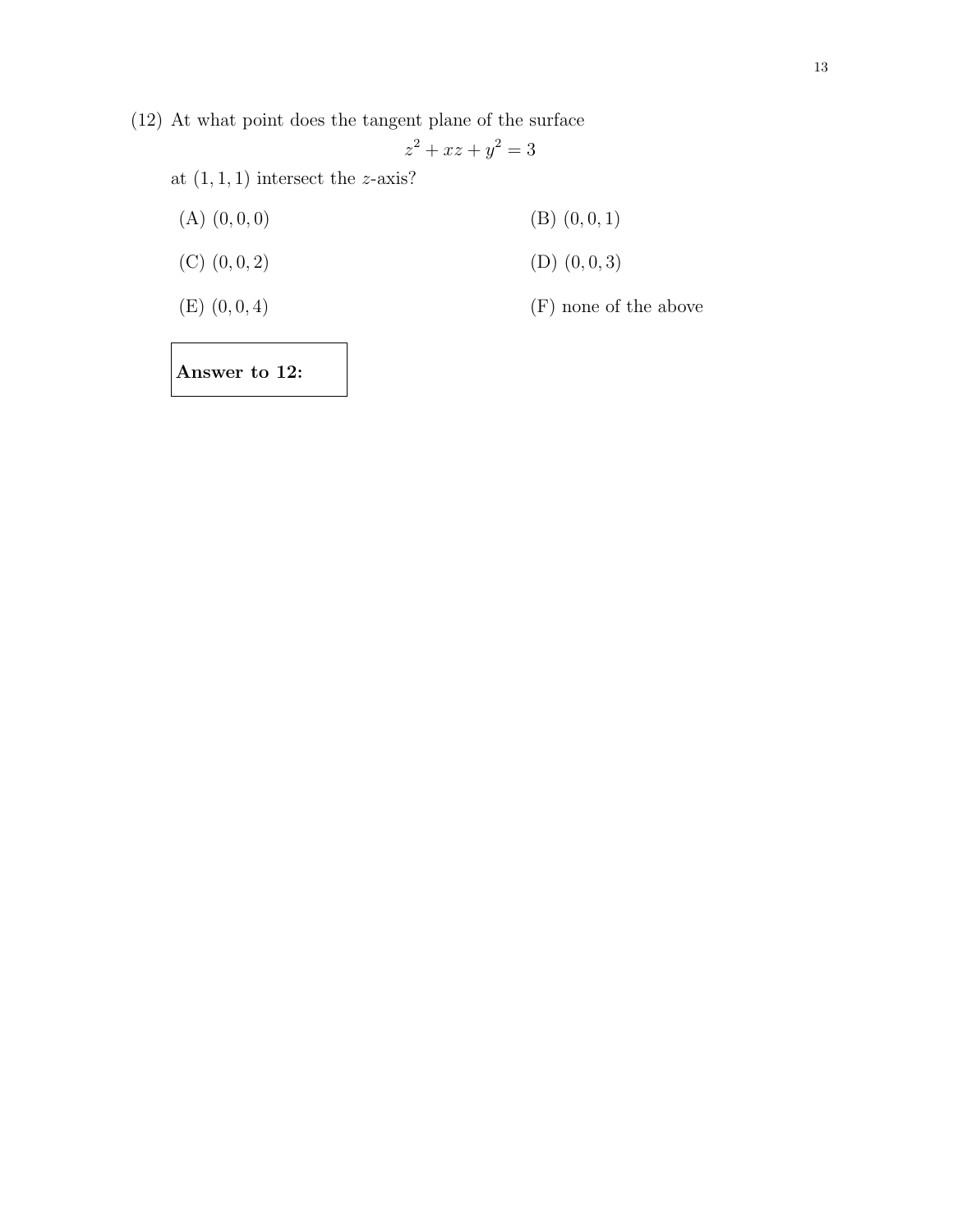(12) At what point does the tangent plane of the surface

$$z^2 + xz + y^2 = 3$$

at $(1, 1, 1)$ intersect the $z$-axis?

(A) $(0, 0, 0)$

(B) $(0, 0, 1)$

(C) $(0, 0, 2)$

(D) $(0, 0, 3)$

(E) $(0, 0, 4)$

(F) none of the above

| **Answer to 12:** |
|---|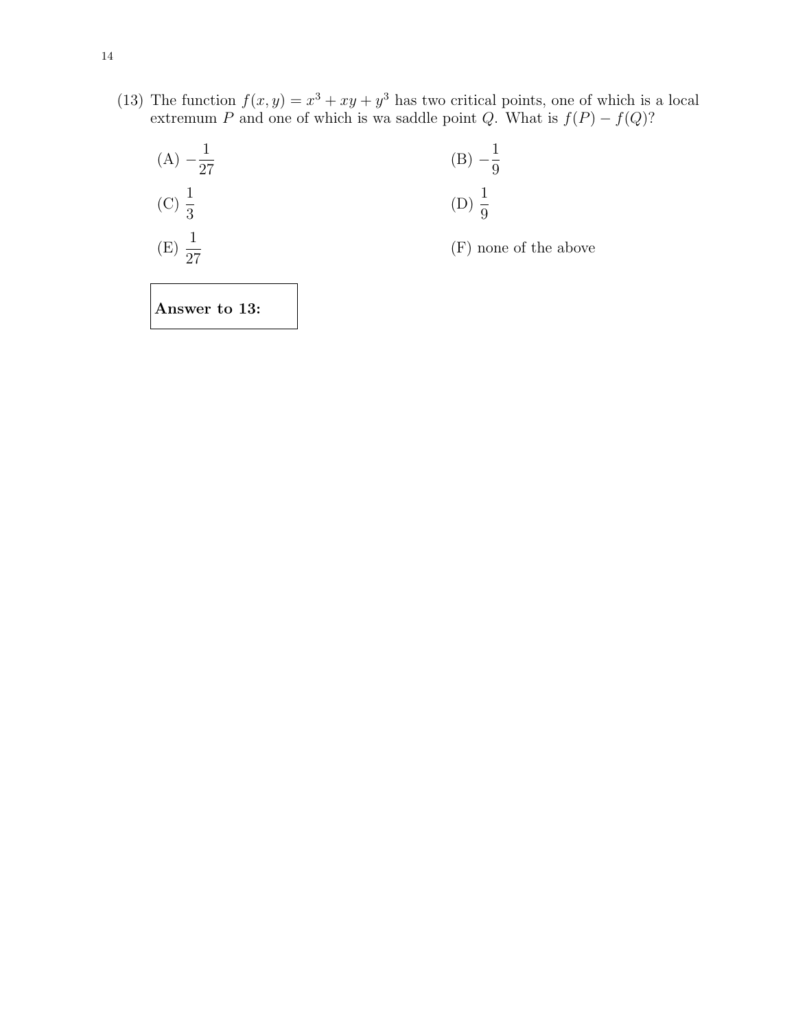(13) The function $f(x, y) = x^3 + xy + y^3$ has two critical points, one of which is a local extremum $P$ and one of which is wa saddle point $Q$. What is $f(P) - f(Q)$?

(A) $-\frac{1}{27}$

(B) $-\frac{1}{9}$

(C) $\frac{1}{3}$

(D) $\frac{1}{9}$

(E) $\frac{1}{27}$

(F) none of the above

**Answer to 13:**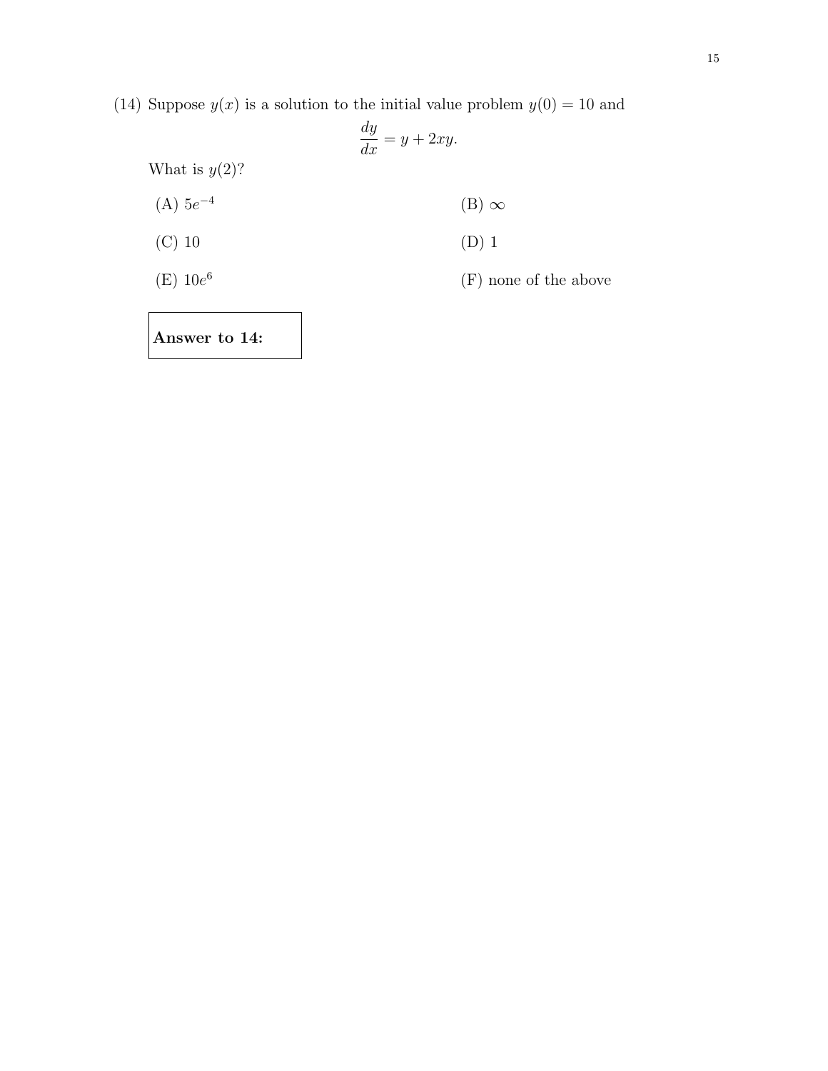(14) Suppose $y(x)$ is a solution to the initial value problem $y(0) = 10$ and

$$\frac{dy}{dx} = y + 2xy.$$

What is $y(2)$?

(A) $5e^{-4}$

(B) $\infty$

(C) $10$

(D) $1$

(E) $10e^{6}$

(F) none of the above

**Answer to 14:**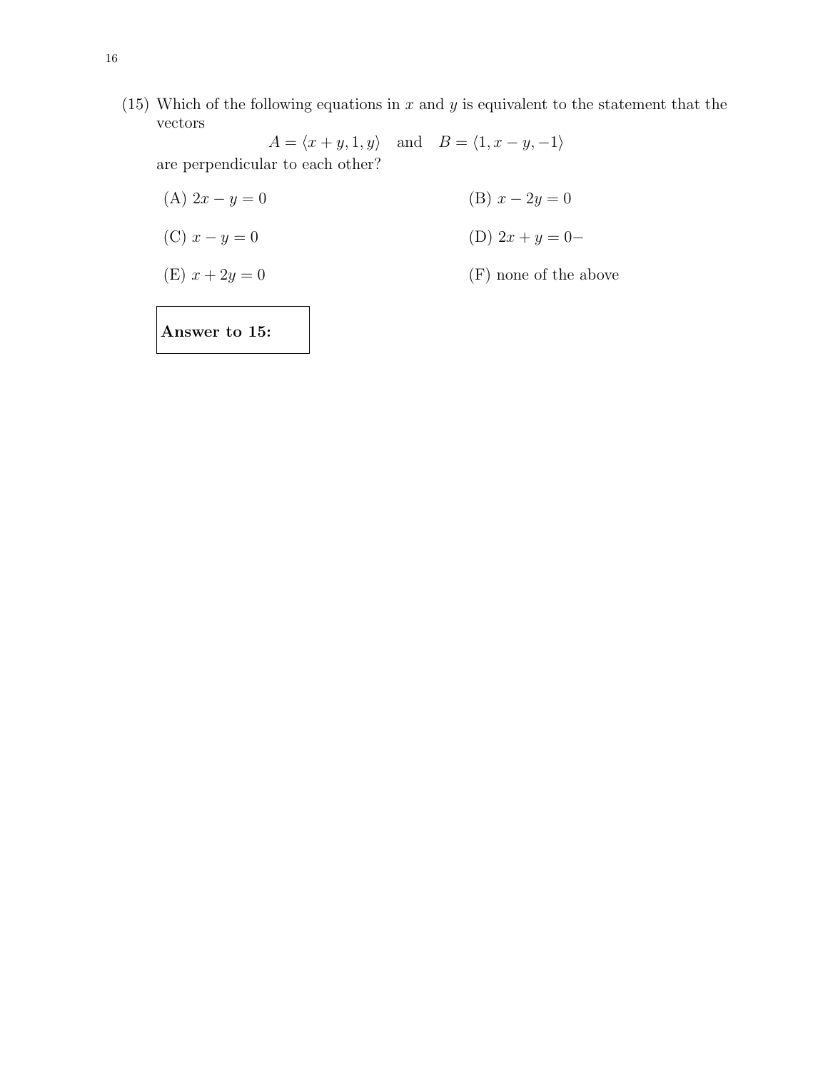(15) Which of the following equations in $x$ and $y$ is equivalent to the statement that the vectors

$$A = \langle x + y, 1, y \rangle \quad \text{and} \quad B = \langle 1, x - y, -1 \rangle$$

are perpendicular to each other?

(A) $2x - y = 0$

(B) $x - 2y = 0$

(C) $x - y = 0$

(D) $2x + y = 0-$

(E) $x + 2y = 0$

(F) none of the above

| **Answer to 15:** |
|---|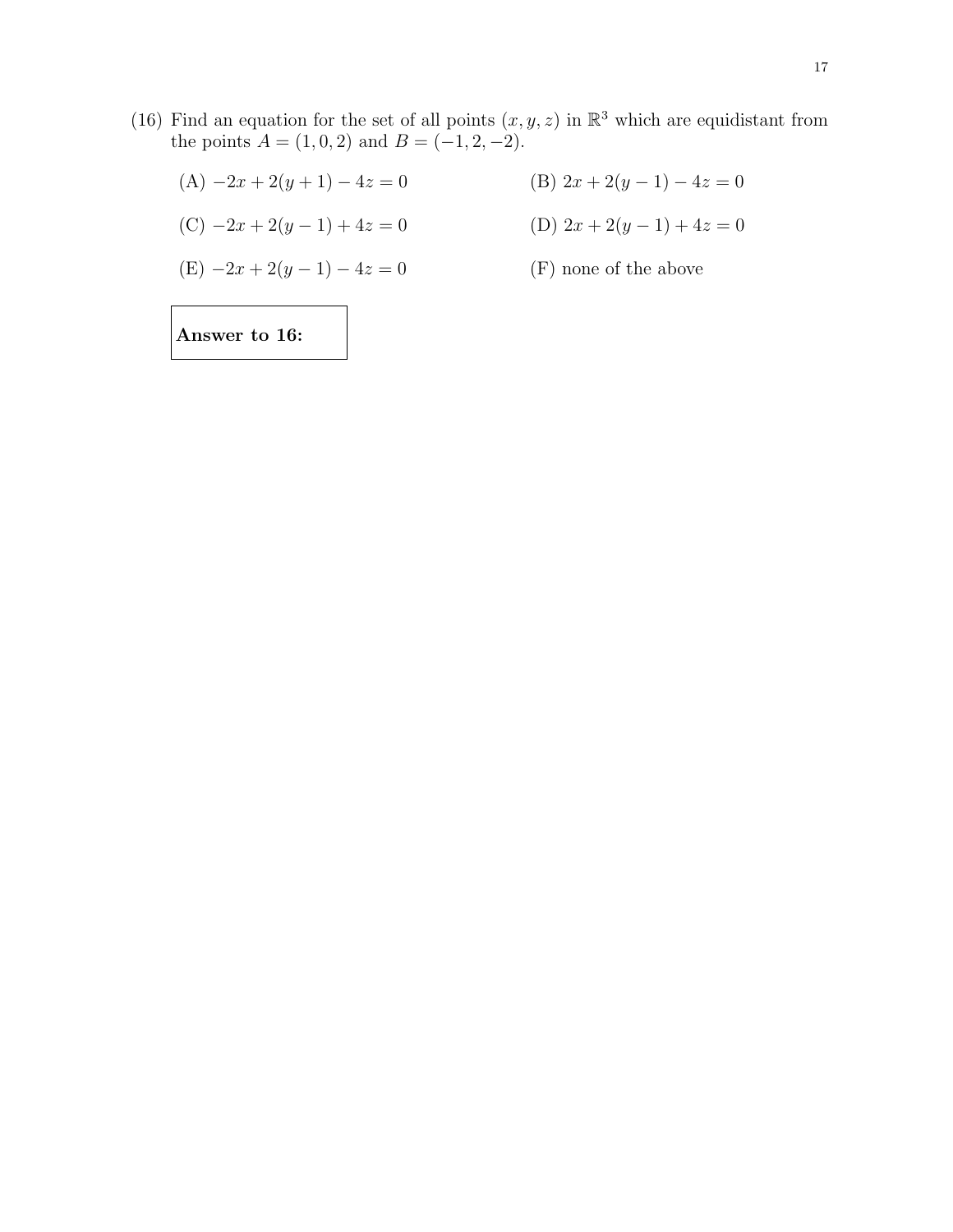(16) Find an equation for the set of all points $(x, y, z)$ in $\mathbb{R}^3$ which are equidistant from the points $A = (1, 0, 2)$ and $B = (-1, 2, -2)$.

(A) $-2x + 2(y + 1) - 4z = 0$

(B) $2x + 2(y - 1) - 4z = 0$

(C) $-2x + 2(y - 1) + 4z = 0$

(D) $2x + 2(y - 1) + 4z = 0$

(E) $-2x + 2(y - 1) - 4z = 0$

(F) none of the above

**Answer to 16:**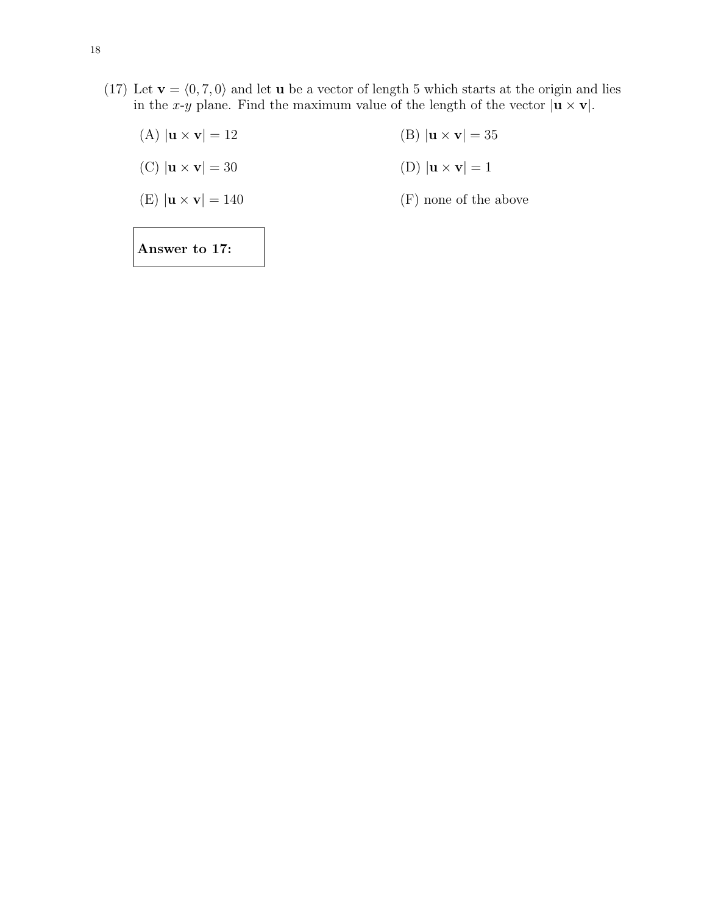(17) Let $\mathbf{v} = \langle 0, 7, 0 \rangle$ and let $\mathbf{u}$ be a vector of length 5 which starts at the origin and lies in the $x$-$y$ plane. Find the maximum value of the length of the vector $|\mathbf{u} \times \mathbf{v}|$.

(A) $|\mathbf{u} \times \mathbf{v}| = 12$

(B) $|\mathbf{u} \times \mathbf{v}| = 35$

(C) $|\mathbf{u} \times \mathbf{v}| = 30$

(D) $|\mathbf{u} \times \mathbf{v}| = 1$

(E) $|\mathbf{u} \times \mathbf{v}| = 140$

(F) none of the above

**Answer to 17:**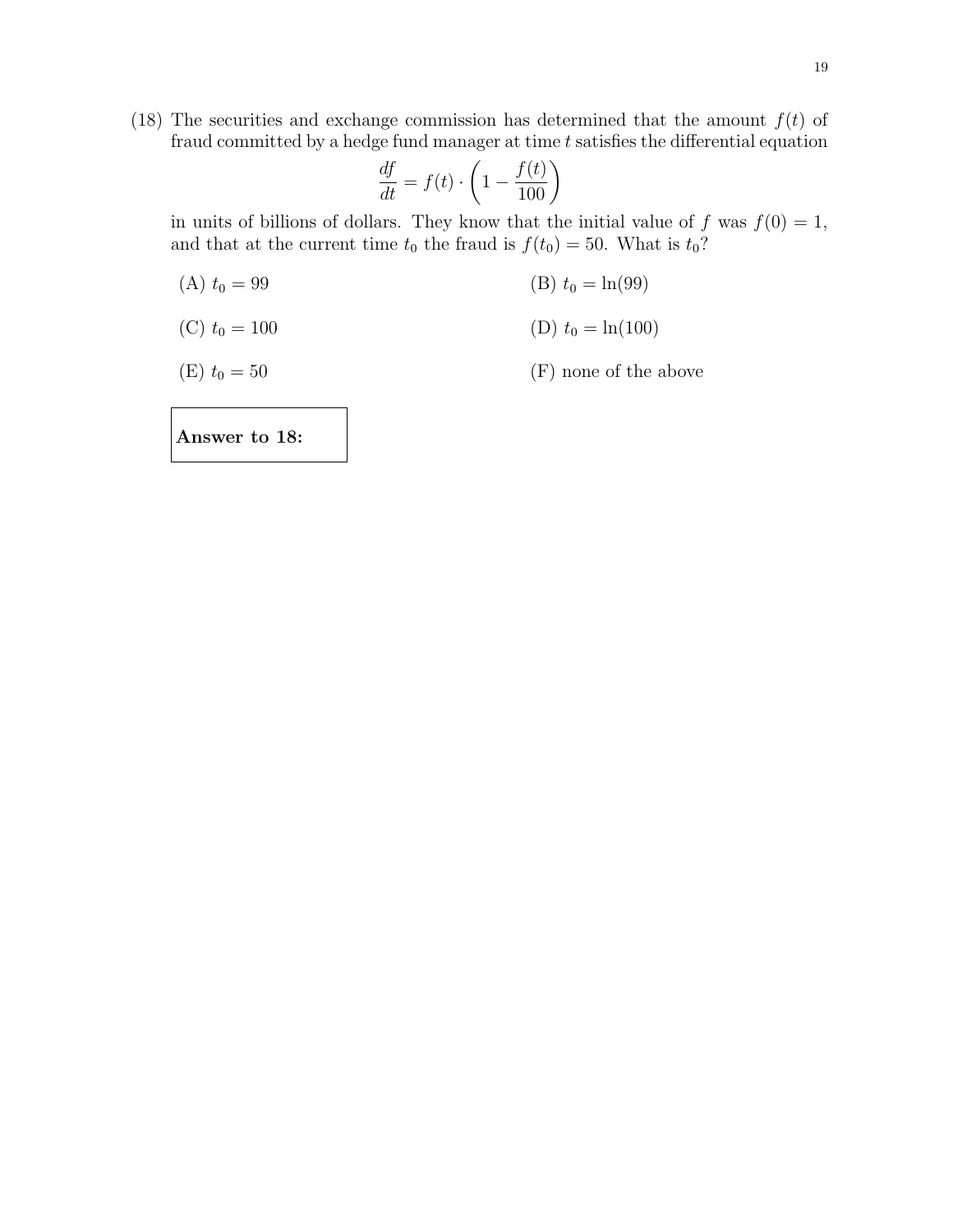(18) The securities and exchange commission has determined that the amount $f(t)$ of fraud committed by a hedge fund manager at time $t$ satisfies the differential equation

$$\frac{df}{dt} = f(t) \cdot \left(1 - \frac{f(t)}{100}\right)$$

in units of billions of dollars. They know that the initial value of $f$ was $f(0) = 1$, and that at the current time $t_0$ the fraud is $f(t_0) = 50$. What is $t_0$?

(A) $t_0 = 99$

(B) $t_0 = \ln(99)$

(C) $t_0 = 100$

(D) $t_0 = \ln(100)$

(E) $t_0 = 50$

(F) none of the above

**Answer to 18:**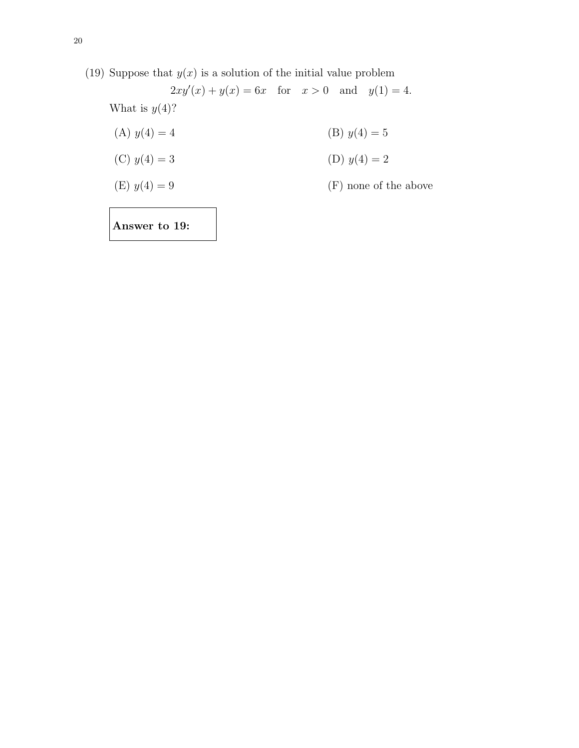(19) Suppose that $y(x)$ is a solution of the initial value problem

$$2xy'(x) + y(x) = 6x \quad \text{for} \quad x > 0 \quad \text{and} \quad y(1) = 4.$$

What is $y(4)$?

(A) $y(4) = 4$

(B) $y(4) = 5$

(C) $y(4) = 3$

(D) $y(4) = 2$

(E) $y(4) = 9$

(F) none of the above

**Answer to 19:**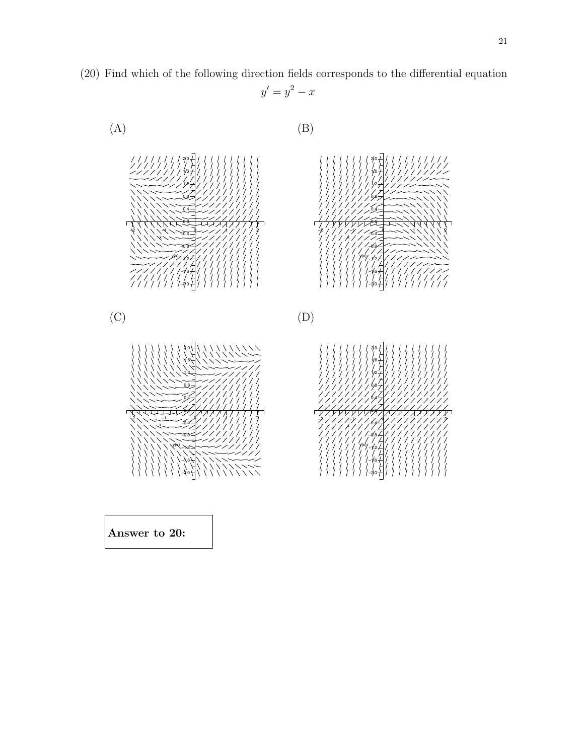(20) Find which of the following direction fields corresponds to the differential equation

$$y' = y^2 - x$$

(A)

2.0
1.6
1.2
0.8
0.4
0.0
-2
-1
0
1
2
x
-0.4
-0.8
y(x)
-1.2
-1.6
-2.0

(B)

2.0
1.6
1.2
0.8
0.4
0.0
-2
-1
0
1
2
x
-0.4
-0.8
y(x)
-1.2
-1.6
-2.0

(C)

2.0
1.6
1.2
0.8
0.4
0.0
-2
-1
0
1
2
x
-0.4
-0.8
y(x)
-1.2
-1.6
-2.0

(D)

2.0
1.6
1.2
0.8
0.4
0.0
-2
-1
0
1
2
x
-0.4
-0.8
y(x)
-1.2
-1.6
-2.0

**Answer to 20:**